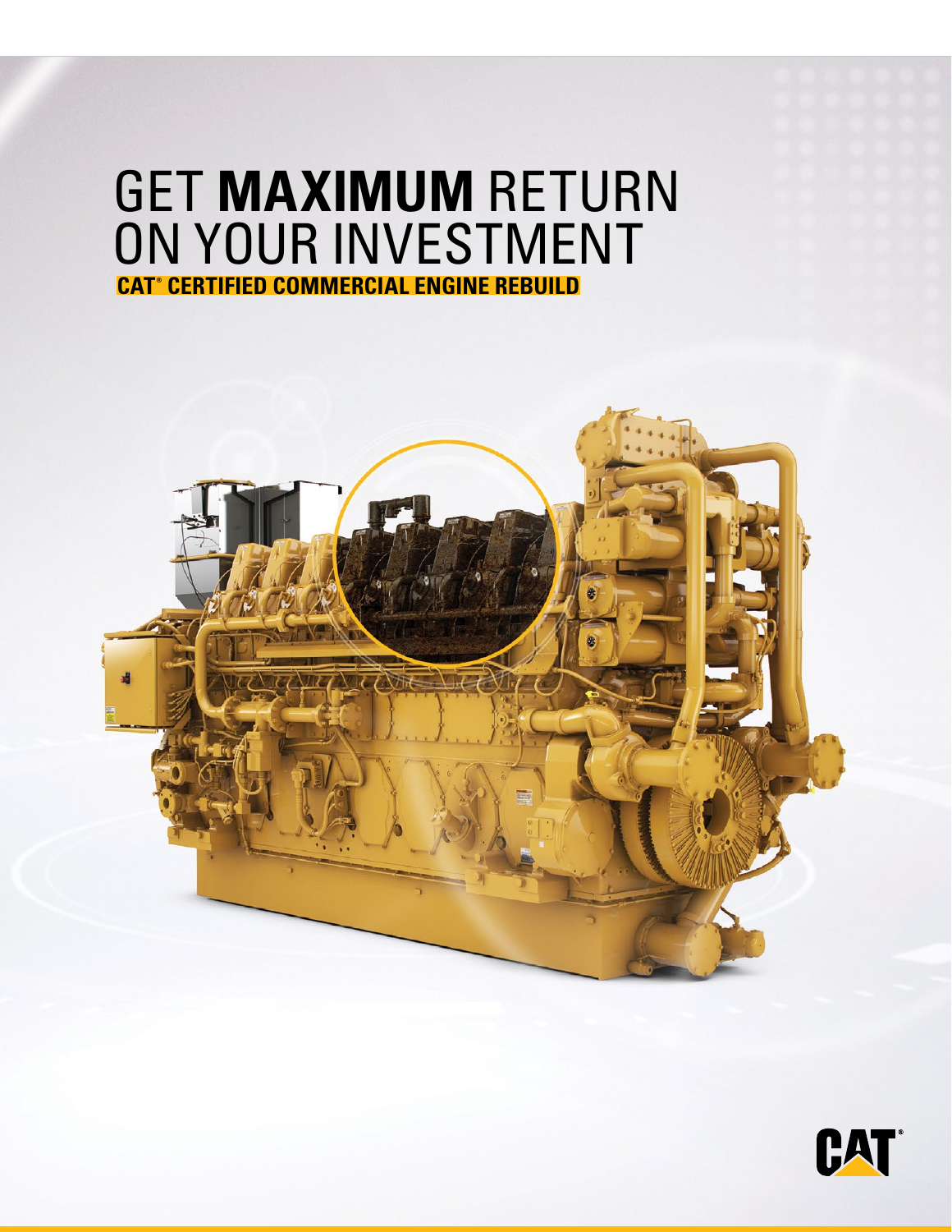# GET **MAXIMUM** RETURN ON YOUR INVESTMENT

**CAT® CERTIFIED COMMERCIAL ENGINE REBUILD**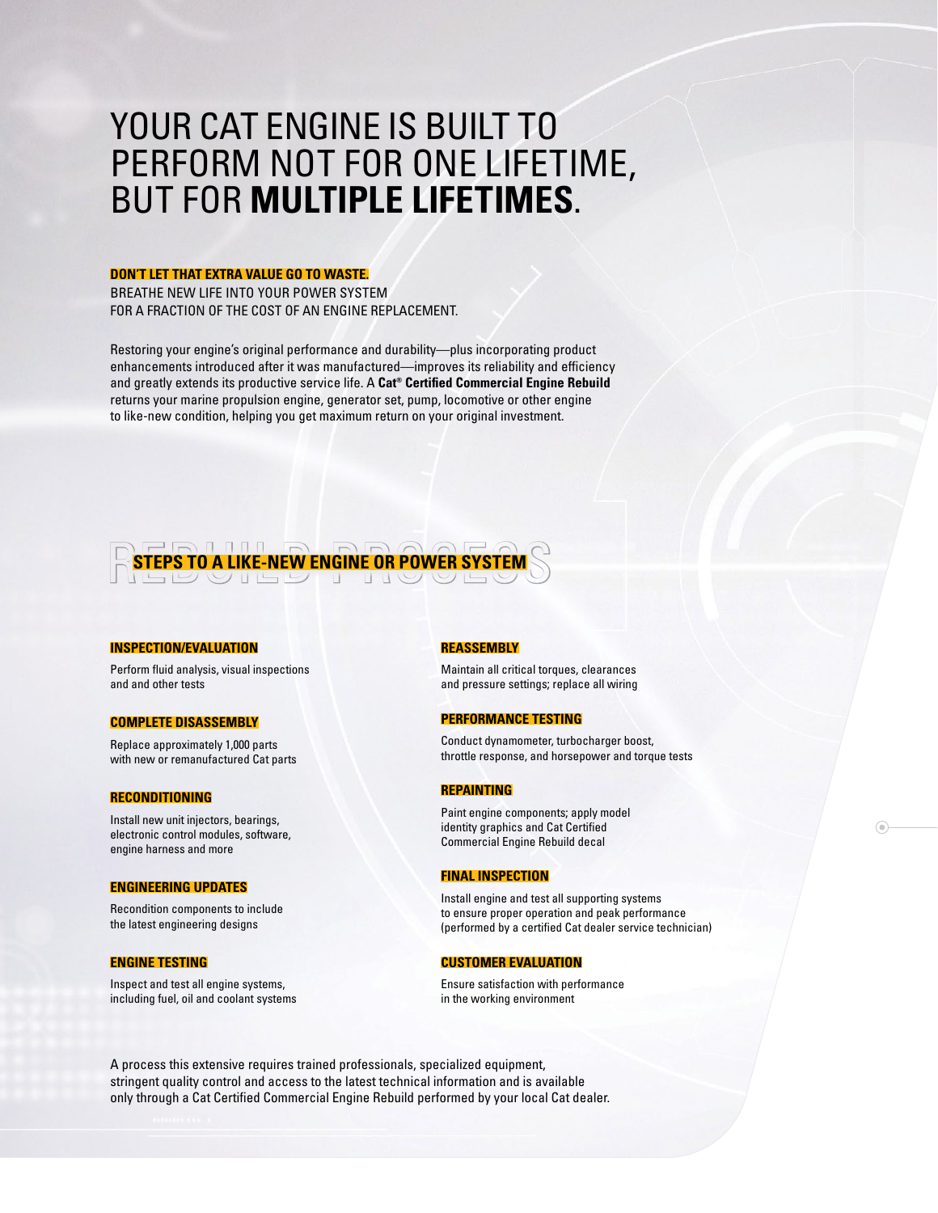# YOUR CAT ENGINE IS BUILT TO PERFORM NOT FOR ONE LIFETIME, BUT FOR **MULTIPLE LIFETIMES**.

**DON'T LET THAT EXTRA VALUE GO TO WASTE.**

BREATHE NEW LIFE INTO YOUR POWER SYSTEM FOR A FRACTION OF THE COST OF AN ENGINE REPLACEMENT.

Restoring your engine's original performance and durability—plus incorporating product enhancements introduced after it was manufactured—improves its reliability and efficiency and greatly extends its productive service life. A **Cat® Certified Commercial Engine Rebuild** returns your marine propulsion engine, generator set, pump, locomotive or other engine to like-new condition, helping you get maximum return on your original investment.

## REBUILD PROCESS

### STEPS TO A LIKE-NEW ENGINE OR POWER SYSTEM

**INSPECTION/EVALUATION**

Perform fluid analysis, visual inspections and and other tests

**COMPLETE DISASSEMBLY**

Replace approximately 1,000 parts with new or remanufactured Cat parts

**RECONDITIONING**

Install new unit injectors, bearings, electronic control modules, software, engine harness and more

**ENGINEERING UPDATES**

Recondition components to include the latest engineering designs

**ENGINE TESTING**

Inspect and test all engine systems, including fuel, oil and coolant systems

**REASSEMBLY**

Maintain all critical torques, clearances and pressure settings; replace all wiring

**PERFORMANCE TESTING**

Conduct dynamometer, turbocharger boost, throttle response, and horsepower and torque tests

**REPAINTING**

Paint engine components; apply model identity graphics and Cat Certified Commercial Engine Rebuild decal

**FINAL INSPECTION**

Install engine and test all supporting systems to ensure proper operation and peak performance (performed by a certified Cat dealer service technician)

**CUSTOMER EVALUATION**

Ensure satisfaction with performance in the working environment

A process this extensive requires trained professionals, specialized equipment, stringent quality control and access to the latest technical information and is available only through a Cat Certified Commercial Engine Rebuild performed by your local Cat dealer.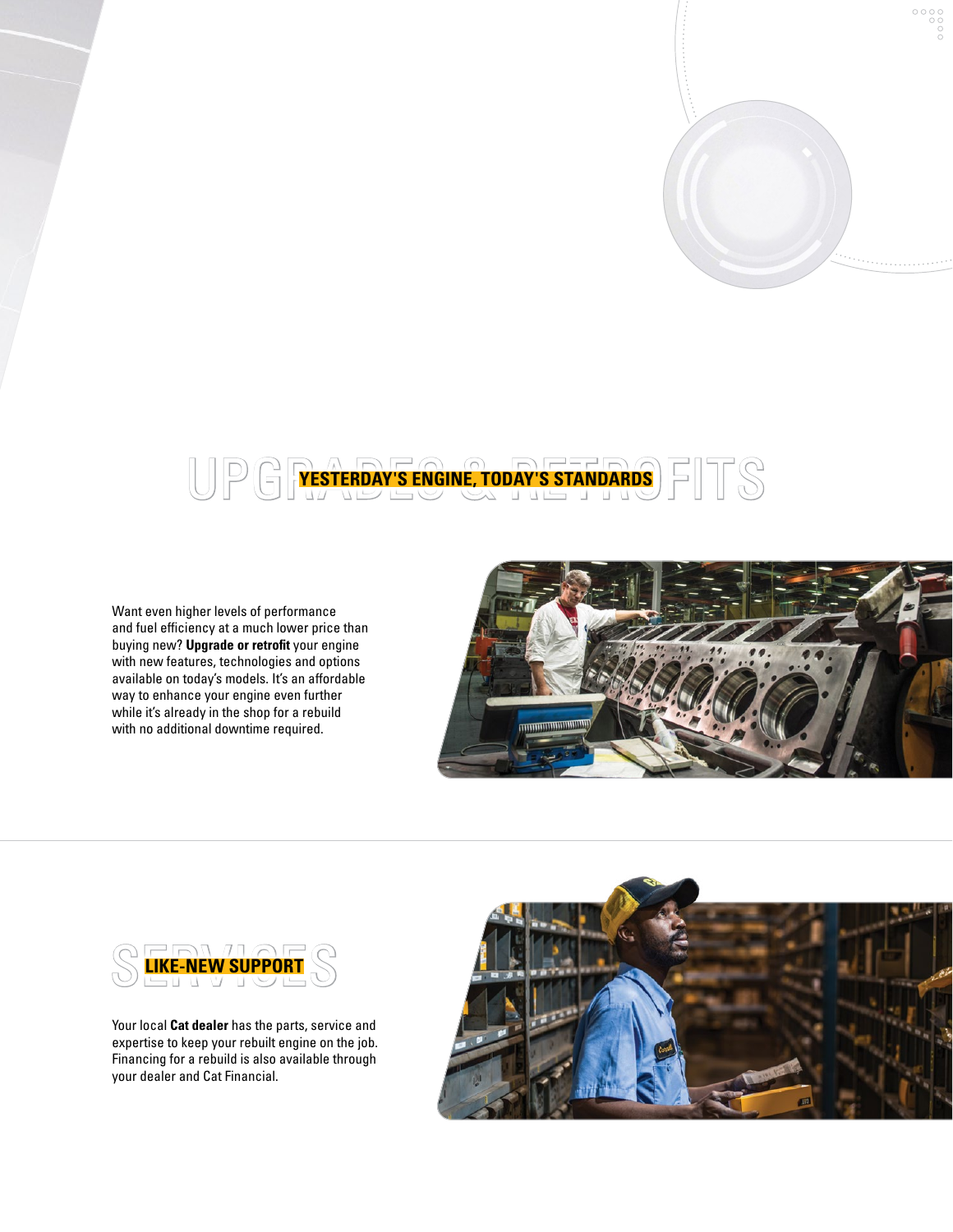## UPGRADES & RETROFITS

### YESTERDAY'S ENGINE, TODAY'S STANDARDS

Want even higher levels of performance and fuel efficiency at a much lower price than buying new? **Upgrade or retrofit** your engine with new features, technologies and options available on today's models. It's an affordable way to enhance your engine even further while it's already in the shop for a rebuild with no additional downtime required.

## SERVICES

### LIKE-NEW SUPPORT

Your local **Cat dealer** has the parts, service and expertise to keep your rebuilt engine on the job. Financing for a rebuild is also available through your dealer and Cat Financial.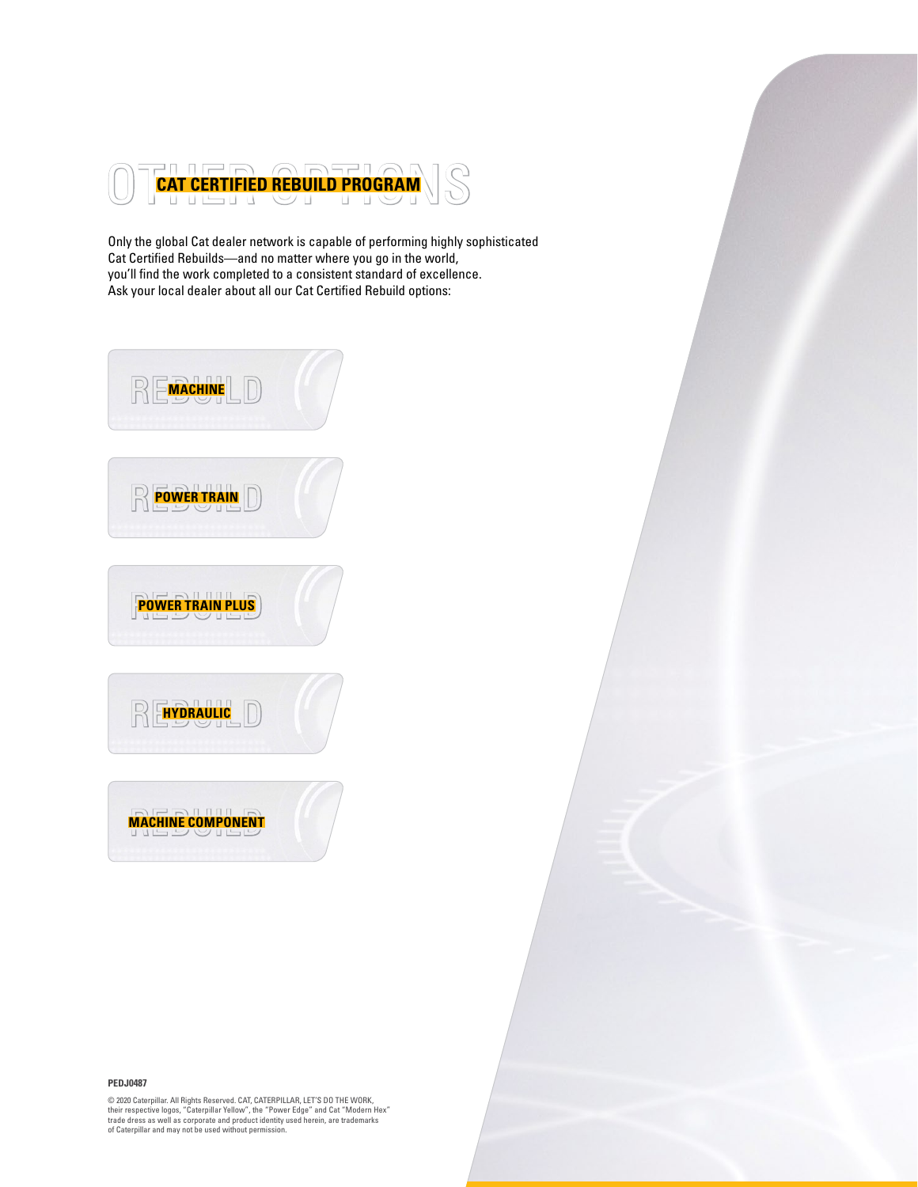## CAT CERTIFIED REBUILD PROGRAM

Only the global Cat dealer network is capable of performing highly sophisticated Cat Certified Rebuilds—and no matter where you go in the world, you'll find the work completed to a consistent standard of excellence. Ask your local dealer about all our Cat Certified Rebuild options:

- **MACHINE**
- **POWER TRAIN**
- **POWER TRAIN PLUS**
- **HYDRAULIC**
- **MACHINE COMPONENT**

**PEDJ0487**

© 2020 Caterpillar. All Rights Reserved. CAT, CATERPILLAR, LET'S DO THE WORK, their respective logos, "Caterpillar Yellow", the "Power Edge" and Cat "Modern Hex" trade dress as well as corporate and product identity used herein, are trademarks of Caterpillar and may not be used without permission.